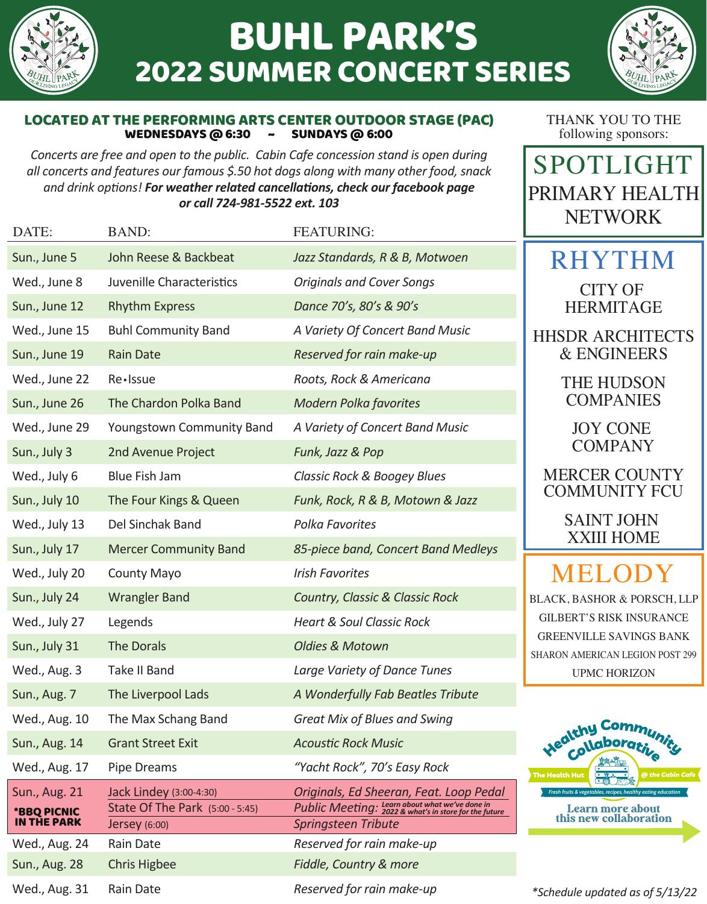# BUHL PARK'S
# 2022 SUMMER CONCERT SERIES

### LOCATED AT THE PERFORMING ARTS CENTER OUTDOOR STAGE (PAC)

**WEDNESDAYS @ 6:30 ~ SUNDAYS @ 6:00**

*Concerts are free and open to the public. Cabin Cafe concession stand is open during all concerts and features our famous $.50 hot dogs along with many other food, snack and drink options!* ***For weather related cancellations, check our facebook page or call 724-981-5522 ext. 103***

| DATE: | BAND: | FEATURING: |
|---|---|---|
| Sun., June 5 | John Reese & Backbeat | *Jazz Standards, R & B, Motwoen* |
| Wed., June 8 | Juvenille Characteristics | *Originals and Cover Songs* |
| Sun., June 12 | Rhythm Express | *Dance 70's, 80's & 90's* |
| Wed., June 15 | Buhl Community Band | *A Variety Of Concert Band Music* |
| Sun., June 19 | Rain Date | *Reserved for rain make-up* |
| Wed., June 22 | Re•Issue | *Roots, Rock & Americana* |
| Sun., June 26 | The Chardon Polka Band | *Modern Polka favorites* |
| Wed., June 29 | Youngstown Community Band | *A Variety of Concert Band Music* |
| Sun., July 3 | 2nd Avenue Project | *Funk, Jazz & Pop* |
| Wed., July 6 | Blue Fish Jam | *Classic Rock & Boogey Blues* |
| Sun., July 10 | The Four Kings & Queen | *Funk, Rock, R & B, Motown & Jazz* |
| Wed., July 13 | Del Sinchak Band | *Polka Favorites* |
| Sun., July 17 | Mercer Community Band | *85-piece band, Concert Band Medleys* |
| Wed., July 20 | County Mayo | *Irish Favorites* |
| Sun., July 24 | Wrangler Band | *Country, Classic & Classic Rock* |
| Wed., July 27 | Legends | *Heart & Soul Classic Rock* |
| Sun., July 31 | The Dorals | *Oldies & Motown* |
| Wed., Aug. 3 | Take II Band | *Large Variety of Dance Tunes* |
| Sun., Aug. 7 | The Liverpool Lads | *A Wonderfully Fab Beatles Tribute* |
| Wed., Aug. 10 | The Max Schang Band | *Great Mix of Blues and Swing* |
| Sun., Aug. 14 | Grant Street Exit | *Acoustic Rock Music* |
| Wed., Aug. 17 | Pipe Dreams | *"Yacht Rock", 70's Easy Rock* |
| Sun., Aug. 21 **\*BBQ PICNIC IN THE PARK** | Jack Lindey (3:00-4:30)<br>State Of The Park (5:00 - 5:45)<br>Jersey (6:00) | *Originals, Ed Sheeran, Feat. Loop Pedal*<br>*Public Meeting: Learn about what we've done in 2022 & what's in store for the future*<br>*Springsteen Tribute* |
| Wed., Aug. 24 | Rain Date | *Reserved for rain make-up* |
| Sun., Aug. 28 | Chris Higbee | *Fiddle, Country & more* |
| Wed., Aug. 31 | Rain Date | *Reserved for rain make-up* |

THANK YOU TO THE following sponsors:

**SPOTLIGHT**

PRIMARY HEALTH NETWORK

**RHYTHM**

CITY OF HERMITAGE

HHSDR ARCHITECTS & ENGINEERS

THE HUDSON COMPANIES

JOY CONE COMPANY

MERCER COUNTY COMMUNITY FCU

SAINT JOHN XXIII HOME

**MELODY**

BLACK, BASHOR & PORSCH, LLP

GILBERT'S RISK INSURANCE

GREENVILLE SAVINGS BANK

SHARON AMERICAN LEGION POST 299

UPMC HORIZON

**Healthy Community Collaborative**

The Health Hut @ the Cabin Cafe

Fresh fruits & vegetables, recipes, healthy eating education

Learn more about this new collaboration

*\*Schedule updated as of 5/13/22*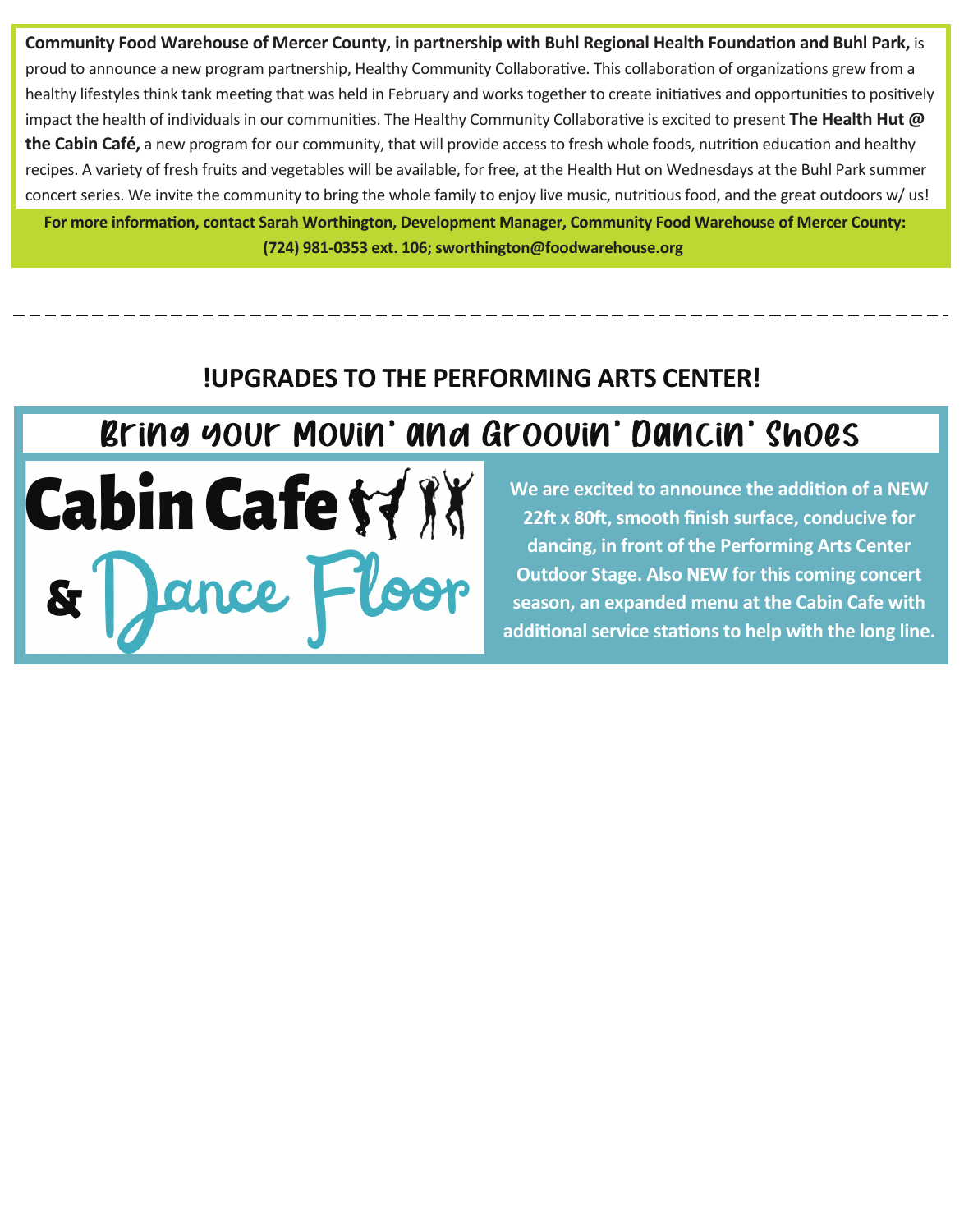**Community Food Warehouse of Mercer County, in partnership with Buhl Regional Health Foundation and Buhl Park,** is proud to announce a new program partnership, Healthy Community Collaborative. This collaboration of organizations grew from a healthy lifestyles think tank meeting that was held in February and works together to create initiatives and opportunities to positively impact the health of individuals in our communities. The Healthy Community Collaborative is excited to present **The Health Hut @ the Cabin Café,** a new program for our community, that will provide access to fresh whole foods, nutrition education and healthy recipes. A variety of fresh fruits and vegetables will be available, for free, at the Health Hut on Wednesdays at the Buhl Park summer concert series. We invite the community to bring the whole family to enjoy live music, nutritious food, and the great outdoors w/ us!

**For more information, contact Sarah Worthington, Development Manager, Community Food Warehouse of Mercer County: (724) 981-0353 ext. 106; sworthington@foodwarehouse.org**

---

## !UPGRADES TO THE PERFORMING ARTS CENTER!

### Bring your Movin' and Groovin' Dancin' Shoes

**Cabin Cafe & Dance Floor**

**We are excited to announce the addition of a NEW 22ft x 80ft, smooth finish surface, conducive for dancing, in front of the Performing Arts Center Outdoor Stage. Also NEW for this coming concert season, an expanded menu at the Cabin Cafe with additional service stations to help with the long line.**